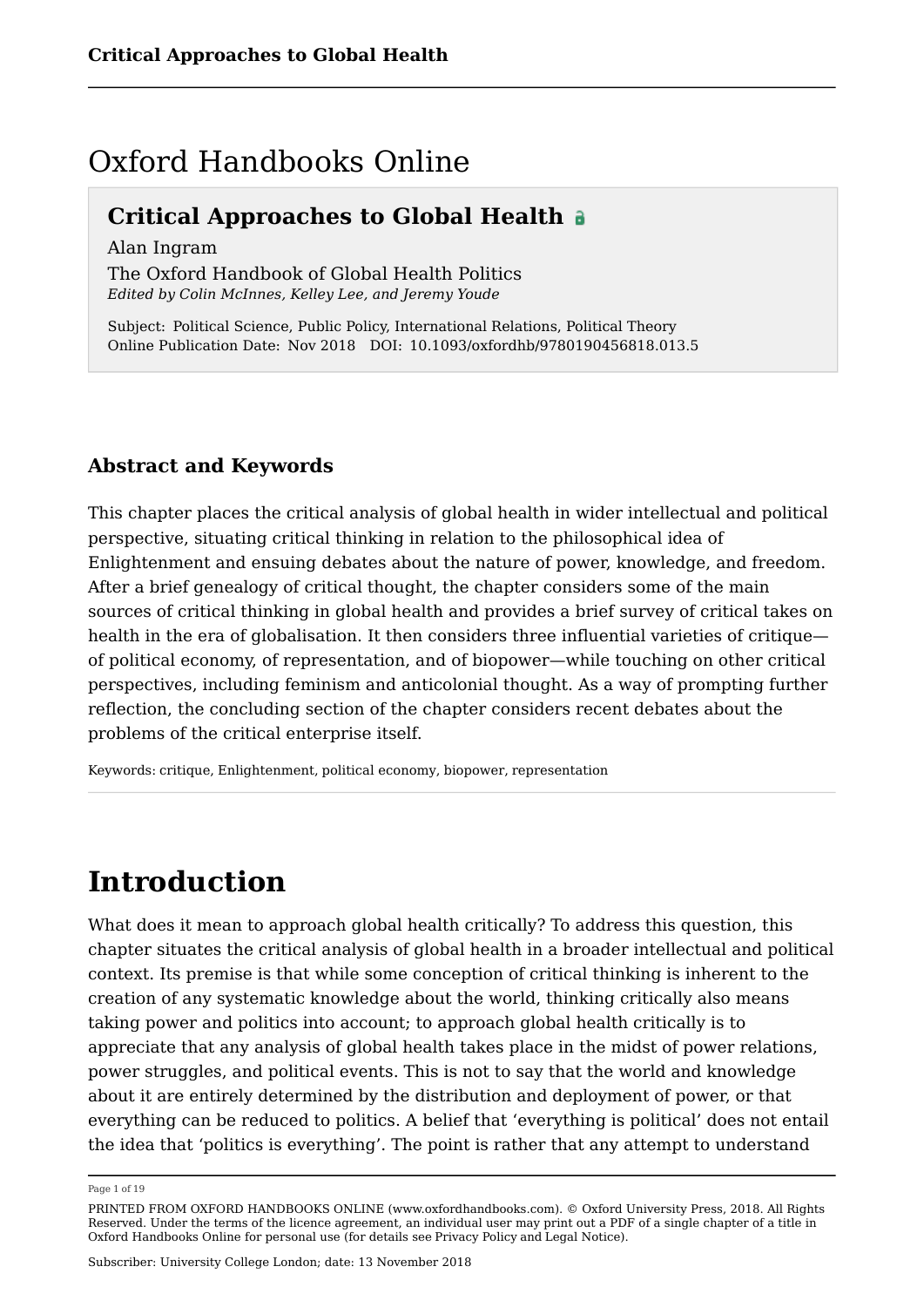# Oxford Handbooks Online

## Critical Approaches to Global Health

Alan Ingram

The Oxford Handbook of Global Health Politics

*Edited by Colin McInnes, Kelley Lee, and Jeremy Youde*

Subject: Political Science, Public Policy, International Relations, Political Theory
Online Publication Date: Nov 2018 DOI: 10.1093/oxfordhb/9780190456818.013.5

### Abstract and Keywords

This chapter places the critical analysis of global health in wider intellectual and political perspective, situating critical thinking in relation to the philosophical idea of Enlightenment and ensuing debates about the nature of power, knowledge, and freedom. After a brief genealogy of critical thought, the chapter considers some of the main sources of critical thinking in global health and provides a brief survey of critical takes on health in the era of globalisation. It then considers three influential varieties of critique—of political economy, of representation, and of biopower—while touching on other critical perspectives, including feminism and anticolonial thought. As a way of prompting further reflection, the concluding section of the chapter considers recent debates about the problems of the critical enterprise itself.

Keywords: critique, Enlightenment, political economy, biopower, representation

# Introduction

What does it mean to approach global health critically? To address this question, this chapter situates the critical analysis of global health in a broader intellectual and political context. Its premise is that while some conception of critical thinking is inherent to the creation of any systematic knowledge about the world, thinking critically also means taking power and politics into account; to approach global health critically is to appreciate that any analysis of global health takes place in the midst of power relations, power struggles, and political events. This is not to say that the world and knowledge about it are entirely determined by the distribution and deployment of power, or that everything can be reduced to politics. A belief that 'everything is political' does not entail the idea that 'politics is everything'. The point is rather that any attempt to understand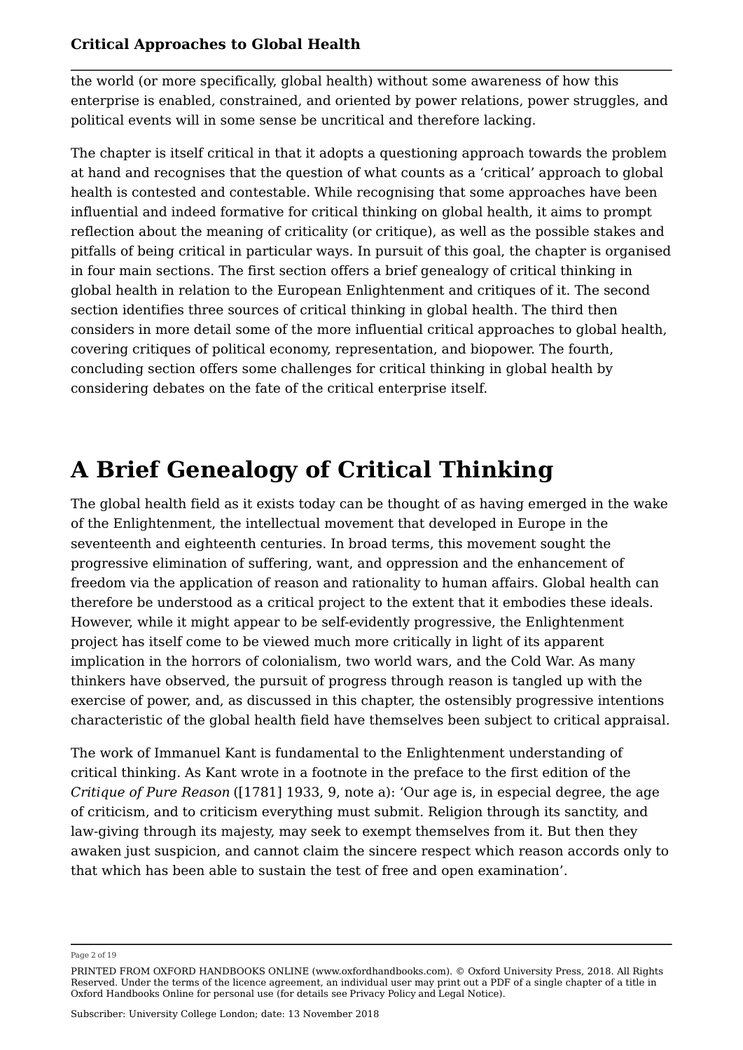the world (or more specifically, global health) without some awareness of how this enterprise is enabled, constrained, and oriented by power relations, power struggles, and political events will in some sense be uncritical and therefore lacking.

The chapter is itself critical in that it adopts a questioning approach towards the problem at hand and recognises that the question of what counts as a 'critical' approach to global health is contested and contestable. While recognising that some approaches have been influential and indeed formative for critical thinking on global health, it aims to prompt reflection about the meaning of criticality (or critique), as well as the possible stakes and pitfalls of being critical in particular ways. In pursuit of this goal, the chapter is organised in four main sections. The first section offers a brief genealogy of critical thinking in global health in relation to the European Enlightenment and critiques of it. The second section identifies three sources of critical thinking in global health. The third then considers in more detail some of the more influential critical approaches to global health, covering critiques of political economy, representation, and biopower. The fourth, concluding section offers some challenges for critical thinking in global health by considering debates on the fate of the critical enterprise itself.

# A Brief Genealogy of Critical Thinking

The global health field as it exists today can be thought of as having emerged in the wake of the Enlightenment, the intellectual movement that developed in Europe in the seventeenth and eighteenth centuries. In broad terms, this movement sought the progressive elimination of suffering, want, and oppression and the enhancement of freedom via the application of reason and rationality to human affairs. Global health can therefore be understood as a critical project to the extent that it embodies these ideals. However, while it might appear to be self-evidently progressive, the Enlightenment project has itself come to be viewed much more critically in light of its apparent implication in the horrors of colonialism, two world wars, and the Cold War. As many thinkers have observed, the pursuit of progress through reason is tangled up with the exercise of power, and, as discussed in this chapter, the ostensibly progressive intentions characteristic of the global health field have themselves been subject to critical appraisal.

The work of Immanuel Kant is fundamental to the Enlightenment understanding of critical thinking. As Kant wrote in a footnote in the preface to the first edition of the *Critique of Pure Reason* ([1781] 1933, 9, note a): 'Our age is, in especial degree, the age of criticism, and to criticism everything must submit. Religion through its sanctity, and law-giving through its majesty, may seek to exempt themselves from it. But then they awaken just suspicion, and cannot claim the sincere respect which reason accords only to that which has been able to sustain the test of free and open examination'.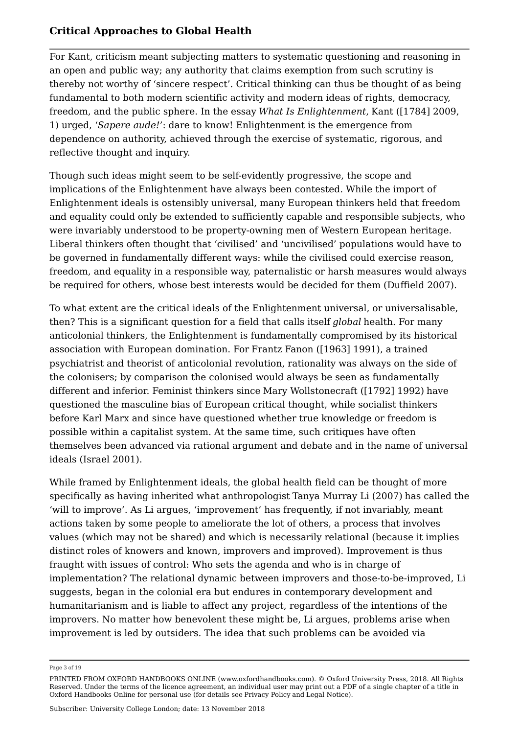For Kant, criticism meant subjecting matters to systematic questioning and reasoning in an open and public way; any authority that claims exemption from such scrutiny is thereby not worthy of 'sincere respect'. Critical thinking can thus be thought of as being fundamental to both modern scientific activity and modern ideas of rights, democracy, freedom, and the public sphere. In the essay *What Is Enlightenment*, Kant ([1784] 2009, 1) urged, '*Sapere aude!*': dare to know! Enlightenment is the emergence from dependence on authority, achieved through the exercise of systematic, rigorous, and reflective thought and inquiry.

Though such ideas might seem to be self-evidently progressive, the scope and implications of the Enlightenment have always been contested. While the import of Enlightenment ideals is ostensibly universal, many European thinkers held that freedom and equality could only be extended to sufficiently capable and responsible subjects, who were invariably understood to be property-owning men of Western European heritage. Liberal thinkers often thought that 'civilised' and 'uncivilised' populations would have to be governed in fundamentally different ways: while the civilised could exercise reason, freedom, and equality in a responsible way, paternalistic or harsh measures would always be required for others, whose best interests would be decided for them (Duffield 2007).

To what extent are the critical ideals of the Enlightenment universal, or universalisable, then? This is a significant question for a field that calls itself *global* health. For many anticolonial thinkers, the Enlightenment is fundamentally compromised by its historical association with European domination. For Frantz Fanon ([1963] 1991), a trained psychiatrist and theorist of anticolonial revolution, rationality was always on the side of the colonisers; by comparison the colonised would always be seen as fundamentally different and inferior. Feminist thinkers since Mary Wollstonecraft ([1792] 1992) have questioned the masculine bias of European critical thought, while socialist thinkers before Karl Marx and since have questioned whether true knowledge or freedom is possible within a capitalist system. At the same time, such critiques have often themselves been advanced via rational argument and debate and in the name of universal ideals (Israel 2001).

While framed by Enlightenment ideals, the global health field can be thought of more specifically as having inherited what anthropologist Tanya Murray Li (2007) has called the 'will to improve'. As Li argues, 'improvement' has frequently, if not invariably, meant actions taken by some people to ameliorate the lot of others, a process that involves values (which may not be shared) and which is necessarily relational (because it implies distinct roles of knowers and known, improvers and improved). Improvement is thus fraught with issues of control: Who sets the agenda and who is in charge of implementation? The relational dynamic between improvers and those-to-be-improved, Li suggests, began in the colonial era but endures in contemporary development and humanitarianism and is liable to affect any project, regardless of the intentions of the improvers. No matter how benevolent these might be, Li argues, problems arise when improvement is led by outsiders. The idea that such problems can be avoided via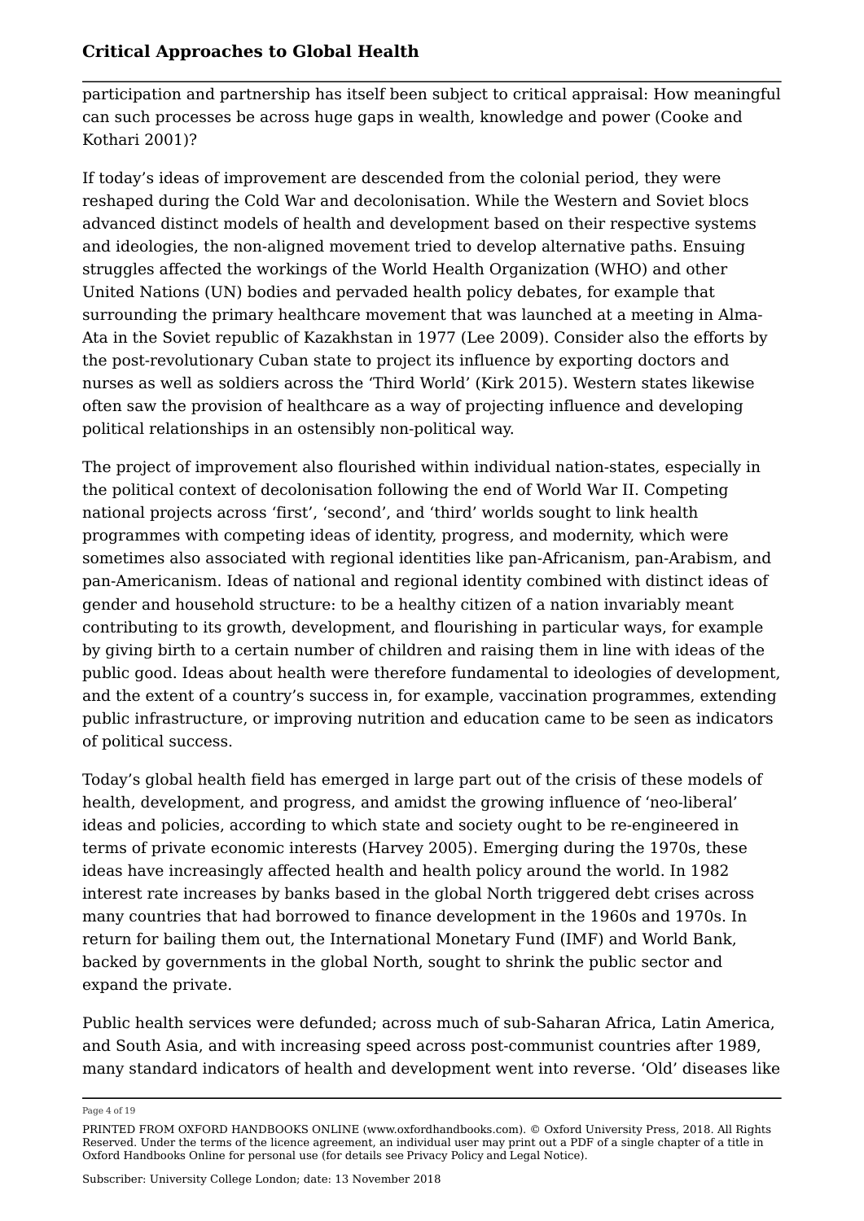participation and partnership has itself been subject to critical appraisal: How meaningful can such processes be across huge gaps in wealth, knowledge and power (Cooke and Kothari 2001)?

If today's ideas of improvement are descended from the colonial period, they were reshaped during the Cold War and decolonisation. While the Western and Soviet blocs advanced distinct models of health and development based on their respective systems and ideologies, the non-aligned movement tried to develop alternative paths. Ensuing struggles affected the workings of the World Health Organization (WHO) and other United Nations (UN) bodies and pervaded health policy debates, for example that surrounding the primary healthcare movement that was launched at a meeting in Alma-Ata in the Soviet republic of Kazakhstan in 1977 (Lee 2009). Consider also the efforts by the post-revolutionary Cuban state to project its influence by exporting doctors and nurses as well as soldiers across the 'Third World' (Kirk 2015). Western states likewise often saw the provision of healthcare as a way of projecting influence and developing political relationships in an ostensibly non-political way.

The project of improvement also flourished within individual nation-states, especially in the political context of decolonisation following the end of World War II. Competing national projects across 'first', 'second', and 'third' worlds sought to link health programmes with competing ideas of identity, progress, and modernity, which were sometimes also associated with regional identities like pan-Africanism, pan-Arabism, and pan-Americanism. Ideas of national and regional identity combined with distinct ideas of gender and household structure: to be a healthy citizen of a nation invariably meant contributing to its growth, development, and flourishing in particular ways, for example by giving birth to a certain number of children and raising them in line with ideas of the public good. Ideas about health were therefore fundamental to ideologies of development, and the extent of a country's success in, for example, vaccination programmes, extending public infrastructure, or improving nutrition and education came to be seen as indicators of political success.

Today's global health field has emerged in large part out of the crisis of these models of health, development, and progress, and amidst the growing influence of 'neo-liberal' ideas and policies, according to which state and society ought to be re-engineered in terms of private economic interests (Harvey 2005). Emerging during the 1970s, these ideas have increasingly affected health and health policy around the world. In 1982 interest rate increases by banks based in the global North triggered debt crises across many countries that had borrowed to finance development in the 1960s and 1970s. In return for bailing them out, the International Monetary Fund (IMF) and World Bank, backed by governments in the global North, sought to shrink the public sector and expand the private.

Public health services were defunded; across much of sub-Saharan Africa, Latin America, and South Asia, and with increasing speed across post-communist countries after 1989, many standard indicators of health and development went into reverse. 'Old' diseases like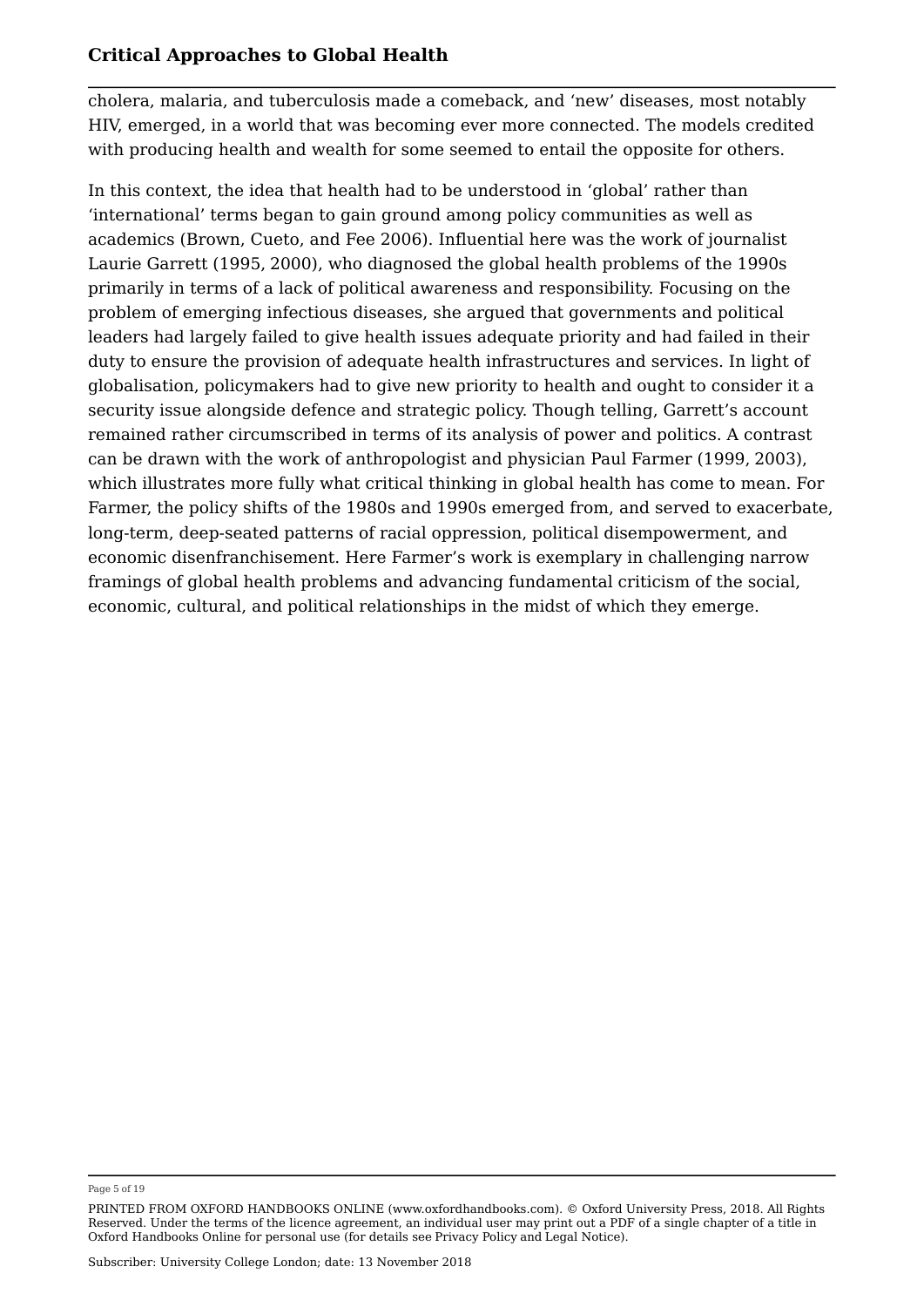cholera, malaria, and tuberculosis made a comeback, and 'new' diseases, most notably HIV, emerged, in a world that was becoming ever more connected. The models credited with producing health and wealth for some seemed to entail the opposite for others.

In this context, the idea that health had to be understood in 'global' rather than 'international' terms began to gain ground among policy communities as well as academics (Brown, Cueto, and Fee 2006). Influential here was the work of journalist Laurie Garrett (1995, 2000), who diagnosed the global health problems of the 1990s primarily in terms of a lack of political awareness and responsibility. Focusing on the problem of emerging infectious diseases, she argued that governments and political leaders had largely failed to give health issues adequate priority and had failed in their duty to ensure the provision of adequate health infrastructures and services. In light of globalisation, policymakers had to give new priority to health and ought to consider it a security issue alongside defence and strategic policy. Though telling, Garrett's account remained rather circumscribed in terms of its analysis of power and politics. A contrast can be drawn with the work of anthropologist and physician Paul Farmer (1999, 2003), which illustrates more fully what critical thinking in global health has come to mean. For Farmer, the policy shifts of the 1980s and 1990s emerged from, and served to exacerbate, long-term, deep-seated patterns of racial oppression, political disempowerment, and economic disenfranchisement. Here Farmer's work is exemplary in challenging narrow framings of global health problems and advancing fundamental criticism of the social, economic, cultural, and political relationships in the midst of which they emerge.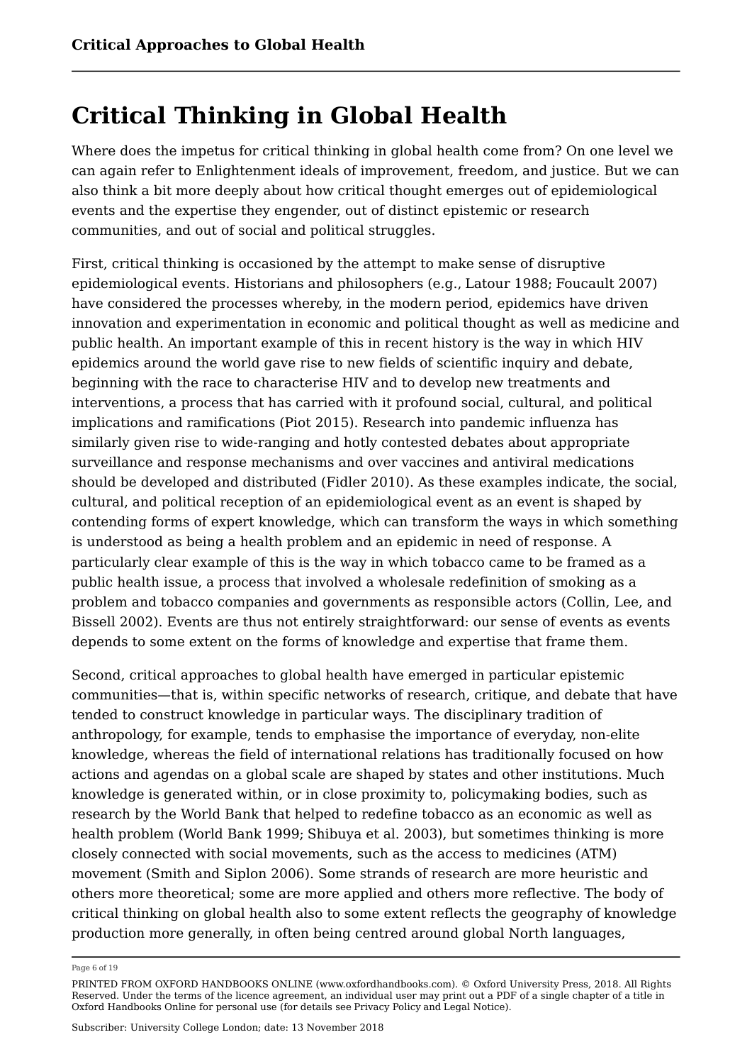# Critical Thinking in Global Health

Where does the impetus for critical thinking in global health come from? On one level we can again refer to Enlightenment ideals of improvement, freedom, and justice. But we can also think a bit more deeply about how critical thought emerges out of epidemiological events and the expertise they engender, out of distinct epistemic or research communities, and out of social and political struggles.

First, critical thinking is occasioned by the attempt to make sense of disruptive epidemiological events. Historians and philosophers (e.g., Latour 1988; Foucault 2007) have considered the processes whereby, in the modern period, epidemics have driven innovation and experimentation in economic and political thought as well as medicine and public health. An important example of this in recent history is the way in which HIV epidemics around the world gave rise to new fields of scientific inquiry and debate, beginning with the race to characterise HIV and to develop new treatments and interventions, a process that has carried with it profound social, cultural, and political implications and ramifications (Piot 2015). Research into pandemic influenza has similarly given rise to wide-ranging and hotly contested debates about appropriate surveillance and response mechanisms and over vaccines and antiviral medications should be developed and distributed (Fidler 2010). As these examples indicate, the social, cultural, and political reception of an epidemiological event as an event is shaped by contending forms of expert knowledge, which can transform the ways in which something is understood as being a health problem and an epidemic in need of response. A particularly clear example of this is the way in which tobacco came to be framed as a public health issue, a process that involved a wholesale redefinition of smoking as a problem and tobacco companies and governments as responsible actors (Collin, Lee, and Bissell 2002). Events are thus not entirely straightforward: our sense of events as events depends to some extent on the forms of knowledge and expertise that frame them.

Second, critical approaches to global health have emerged in particular epistemic communities—that is, within specific networks of research, critique, and debate that have tended to construct knowledge in particular ways. The disciplinary tradition of anthropology, for example, tends to emphasise the importance of everyday, non-elite knowledge, whereas the field of international relations has traditionally focused on how actions and agendas on a global scale are shaped by states and other institutions. Much knowledge is generated within, or in close proximity to, policymaking bodies, such as research by the World Bank that helped to redefine tobacco as an economic as well as health problem (World Bank 1999; Shibuya et al. 2003), but sometimes thinking is more closely connected with social movements, such as the access to medicines (ATM) movement (Smith and Siplon 2006). Some strands of research are more heuristic and others more theoretical; some are more applied and others more reflective. The body of critical thinking on global health also to some extent reflects the geography of knowledge production more generally, in often being centred around global North languages,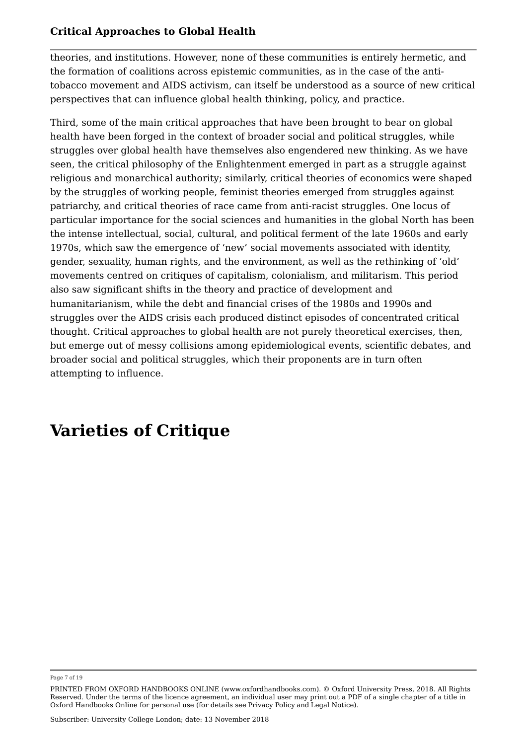theories, and institutions. However, none of these communities is entirely hermetic, and the formation of coalitions across epistemic communities, as in the case of the anti-tobacco movement and AIDS activism, can itself be understood as a source of new critical perspectives that can influence global health thinking, policy, and practice.

Third, some of the main critical approaches that have been brought to bear on global health have been forged in the context of broader social and political struggles, while struggles over global health have themselves also engendered new thinking. As we have seen, the critical philosophy of the Enlightenment emerged in part as a struggle against religious and monarchical authority; similarly, critical theories of economics were shaped by the struggles of working people, feminist theories emerged from struggles against patriarchy, and critical theories of race came from anti-racist struggles. One locus of particular importance for the social sciences and humanities in the global North has been the intense intellectual, social, cultural, and political ferment of the late 1960s and early 1970s, which saw the emergence of 'new' social movements associated with identity, gender, sexuality, human rights, and the environment, as well as the rethinking of 'old' movements centred on critiques of capitalism, colonialism, and militarism. This period also saw significant shifts in the theory and practice of development and humanitarianism, while the debt and financial crises of the 1980s and 1990s and struggles over the AIDS crisis each produced distinct episodes of concentrated critical thought. Critical approaches to global health are not purely theoretical exercises, then, but emerge out of messy collisions among epidemiological events, scientific debates, and broader social and political struggles, which their proponents are in turn often attempting to influence.

# Varieties of Critique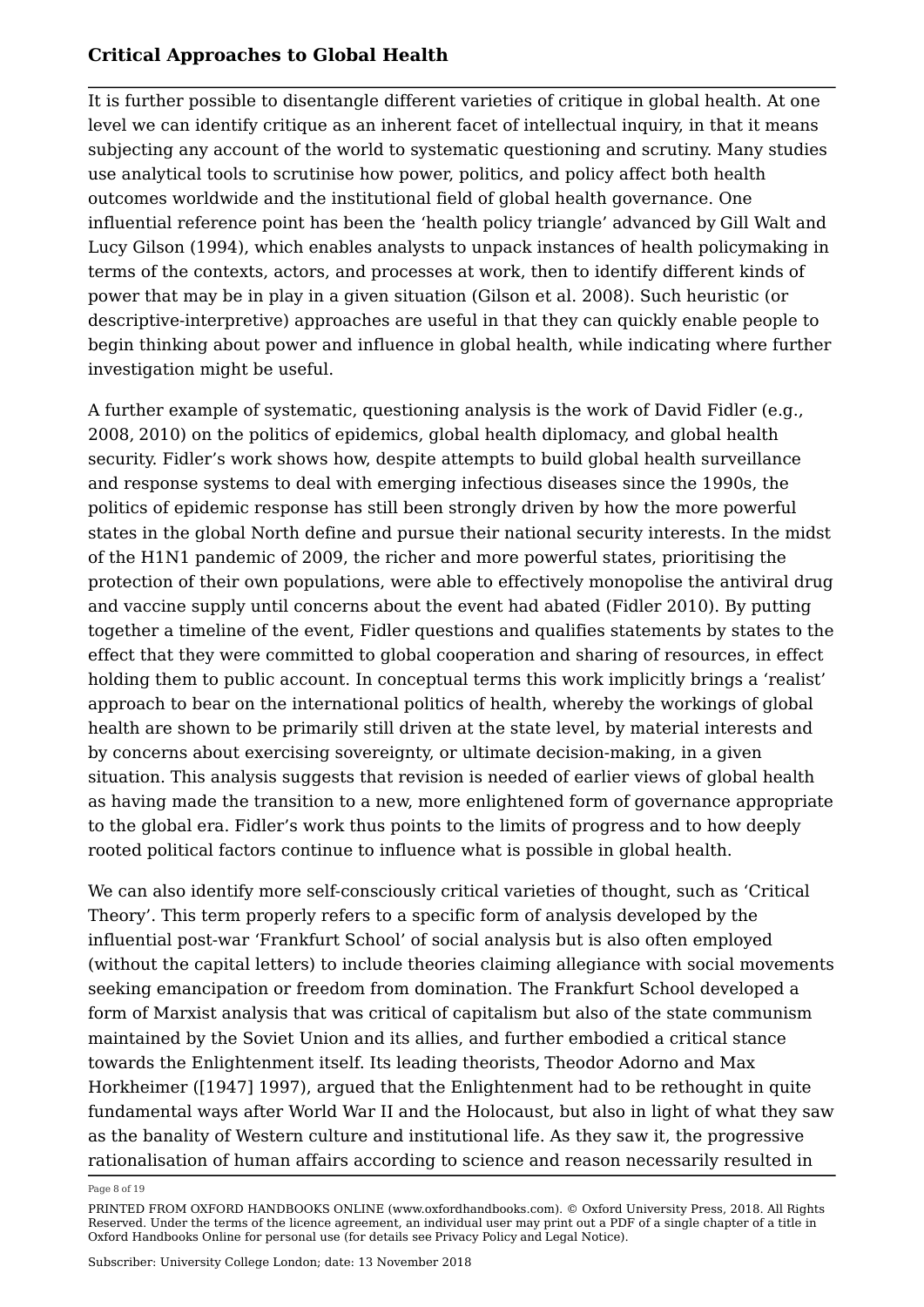It is further possible to disentangle different varieties of critique in global health. At one level we can identify critique as an inherent facet of intellectual inquiry, in that it means subjecting any account of the world to systematic questioning and scrutiny. Many studies use analytical tools to scrutinise how power, politics, and policy affect both health outcomes worldwide and the institutional field of global health governance. One influential reference point has been the 'health policy triangle' advanced by Gill Walt and Lucy Gilson (1994), which enables analysts to unpack instances of health policymaking in terms of the contexts, actors, and processes at work, then to identify different kinds of power that may be in play in a given situation (Gilson et al. 2008). Such heuristic (or descriptive-interpretive) approaches are useful in that they can quickly enable people to begin thinking about power and influence in global health, while indicating where further investigation might be useful.

A further example of systematic, questioning analysis is the work of David Fidler (e.g., 2008, 2010) on the politics of epidemics, global health diplomacy, and global health security. Fidler's work shows how, despite attempts to build global health surveillance and response systems to deal with emerging infectious diseases since the 1990s, the politics of epidemic response has still been strongly driven by how the more powerful states in the global North define and pursue their national security interests. In the midst of the H1N1 pandemic of 2009, the richer and more powerful states, prioritising the protection of their own populations, were able to effectively monopolise the antiviral drug and vaccine supply until concerns about the event had abated (Fidler 2010). By putting together a timeline of the event, Fidler questions and qualifies statements by states to the effect that they were committed to global cooperation and sharing of resources, in effect holding them to public account. In conceptual terms this work implicitly brings a 'realist' approach to bear on the international politics of health, whereby the workings of global health are shown to be primarily still driven at the state level, by material interests and by concerns about exercising sovereignty, or ultimate decision-making, in a given situation. This analysis suggests that revision is needed of earlier views of global health as having made the transition to a new, more enlightened form of governance appropriate to the global era. Fidler's work thus points to the limits of progress and to how deeply rooted political factors continue to influence what is possible in global health.

We can also identify more self-consciously critical varieties of thought, such as 'Critical Theory'. This term properly refers to a specific form of analysis developed by the influential post-war 'Frankfurt School' of social analysis but is also often employed (without the capital letters) to include theories claiming allegiance with social movements seeking emancipation or freedom from domination. The Frankfurt School developed a form of Marxist analysis that was critical of capitalism but also of the state communism maintained by the Soviet Union and its allies, and further embodied a critical stance towards the Enlightenment itself. Its leading theorists, Theodor Adorno and Max Horkheimer ([1947] 1997), argued that the Enlightenment had to be rethought in quite fundamental ways after World War II and the Holocaust, but also in light of what they saw as the banality of Western culture and institutional life. As they saw it, the progressive rationalisation of human affairs according to science and reason necessarily resulted in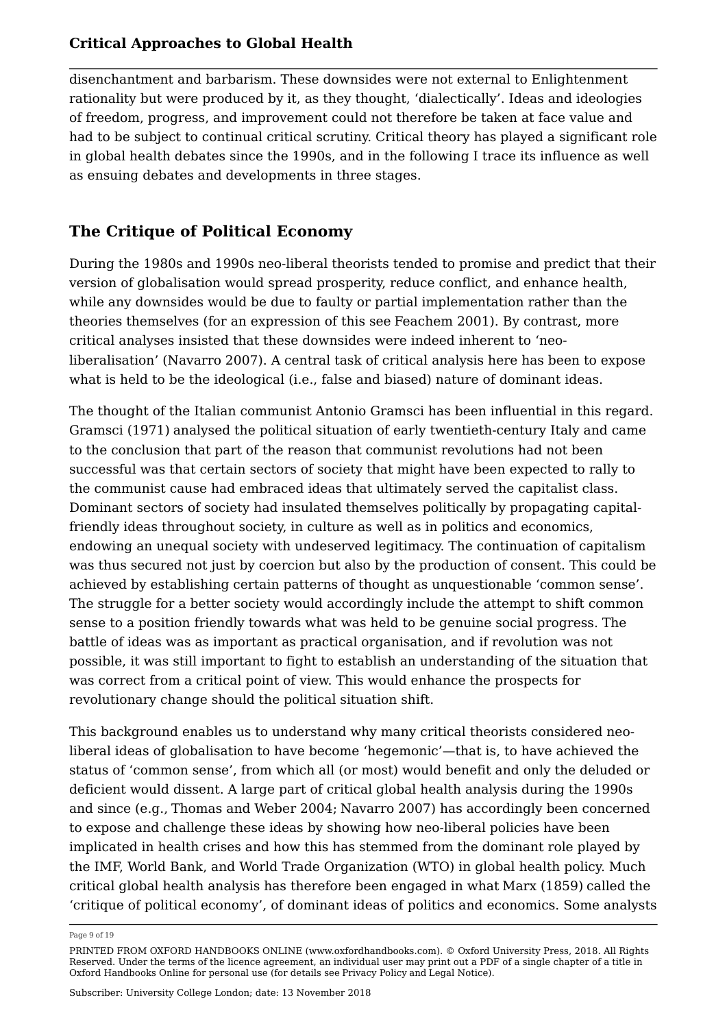disenchantment and barbarism. These downsides were not external to Enlightenment rationality but were produced by it, as they thought, 'dialectically'. Ideas and ideologies of freedom, progress, and improvement could not therefore be taken at face value and had to be subject to continual critical scrutiny. Critical theory has played a significant role in global health debates since the 1990s, and in the following I trace its influence as well as ensuing debates and developments in three stages.

## The Critique of Political Economy

During the 1980s and 1990s neo-liberal theorists tended to promise and predict that their version of globalisation would spread prosperity, reduce conflict, and enhance health, while any downsides would be due to faulty or partial implementation rather than the theories themselves (for an expression of this see Feachem 2001). By contrast, more critical analyses insisted that these downsides were indeed inherent to 'neo-liberalisation' (Navarro 2007). A central task of critical analysis here has been to expose what is held to be the ideological (i.e., false and biased) nature of dominant ideas.

The thought of the Italian communist Antonio Gramsci has been influential in this regard. Gramsci (1971) analysed the political situation of early twentieth-century Italy and came to the conclusion that part of the reason that communist revolutions had not been successful was that certain sectors of society that might have been expected to rally to the communist cause had embraced ideas that ultimately served the capitalist class. Dominant sectors of society had insulated themselves politically by propagating capital-friendly ideas throughout society, in culture as well as in politics and economics, endowing an unequal society with undeserved legitimacy. The continuation of capitalism was thus secured not just by coercion but also by the production of consent. This could be achieved by establishing certain patterns of thought as unquestionable 'common sense'. The struggle for a better society would accordingly include the attempt to shift common sense to a position friendly towards what was held to be genuine social progress. The battle of ideas was as important as practical organisation, and if revolution was not possible, it was still important to fight to establish an understanding of the situation that was correct from a critical point of view. This would enhance the prospects for revolutionary change should the political situation shift.

This background enables us to understand why many critical theorists considered neo-liberal ideas of globalisation to have become 'hegemonic'—that is, to have achieved the status of 'common sense', from which all (or most) would benefit and only the deluded or deficient would dissent. A large part of critical global health analysis during the 1990s and since (e.g., Thomas and Weber 2004; Navarro 2007) has accordingly been concerned to expose and challenge these ideas by showing how neo-liberal policies have been implicated in health crises and how this has stemmed from the dominant role played by the IMF, World Bank, and World Trade Organization (WTO) in global health policy. Much critical global health analysis has therefore been engaged in what Marx (1859) called the 'critique of political economy', of dominant ideas of politics and economics. Some analysts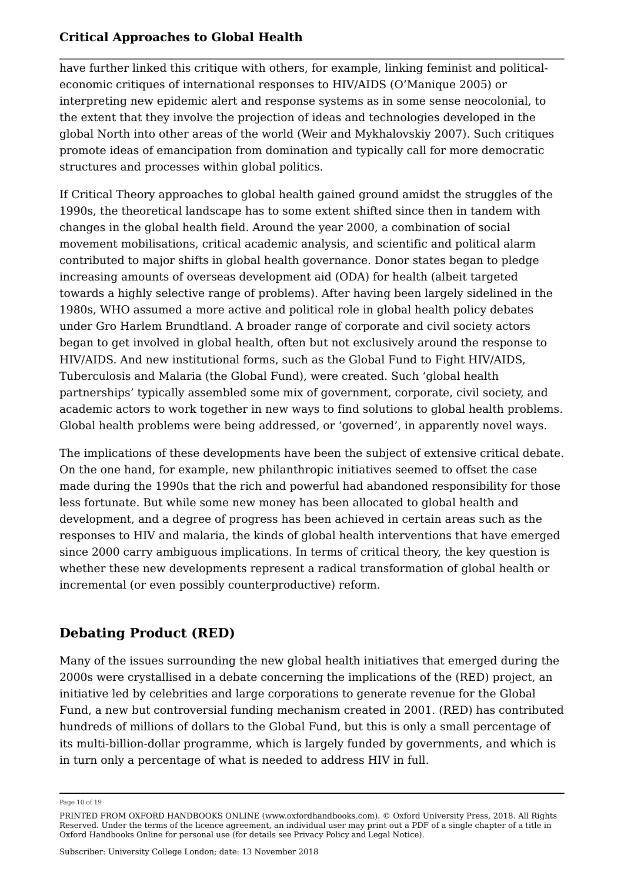have further linked this critique with others, for example, linking feminist and political-economic critiques of international responses to HIV/AIDS (O'Manique 2005) or interpreting new epidemic alert and response systems as in some sense neocolonial, to the extent that they involve the projection of ideas and technologies developed in the global North into other areas of the world (Weir and Mykhalovskiy 2007). Such critiques promote ideas of emancipation from domination and typically call for more democratic structures and processes within global politics.

If Critical Theory approaches to global health gained ground amidst the struggles of the 1990s, the theoretical landscape has to some extent shifted since then in tandem with changes in the global health field. Around the year 2000, a combination of social movement mobilisations, critical academic analysis, and scientific and political alarm contributed to major shifts in global health governance. Donor states began to pledge increasing amounts of overseas development aid (ODA) for health (albeit targeted towards a highly selective range of problems). After having been largely sidelined in the 1980s, WHO assumed a more active and political role in global health policy debates under Gro Harlem Brundtland. A broader range of corporate and civil society actors began to get involved in global health, often but not exclusively around the response to HIV/AIDS. And new institutional forms, such as the Global Fund to Fight HIV/AIDS, Tuberculosis and Malaria (the Global Fund), were created. Such 'global health partnerships' typically assembled some mix of government, corporate, civil society, and academic actors to work together in new ways to find solutions to global health problems. Global health problems were being addressed, or 'governed', in apparently novel ways.

The implications of these developments have been the subject of extensive critical debate. On the one hand, for example, new philanthropic initiatives seemed to offset the case made during the 1990s that the rich and powerful had abandoned responsibility for those less fortunate. But while some new money has been allocated to global health and development, and a degree of progress has been achieved in certain areas such as the responses to HIV and malaria, the kinds of global health interventions that have emerged since 2000 carry ambiguous implications. In terms of critical theory, the key question is whether these new developments represent a radical transformation of global health or incremental (or even possibly counterproductive) reform.

## Debating Product (RED)

Many of the issues surrounding the new global health initiatives that emerged during the 2000s were crystallised in a debate concerning the implications of the (RED) project, an initiative led by celebrities and large corporations to generate revenue for the Global Fund, a new but controversial funding mechanism created in 2001. (RED) has contributed hundreds of millions of dollars to the Global Fund, but this is only a small percentage of its multi-billion-dollar programme, which is largely funded by governments, and which is in turn only a percentage of what is needed to address HIV in full.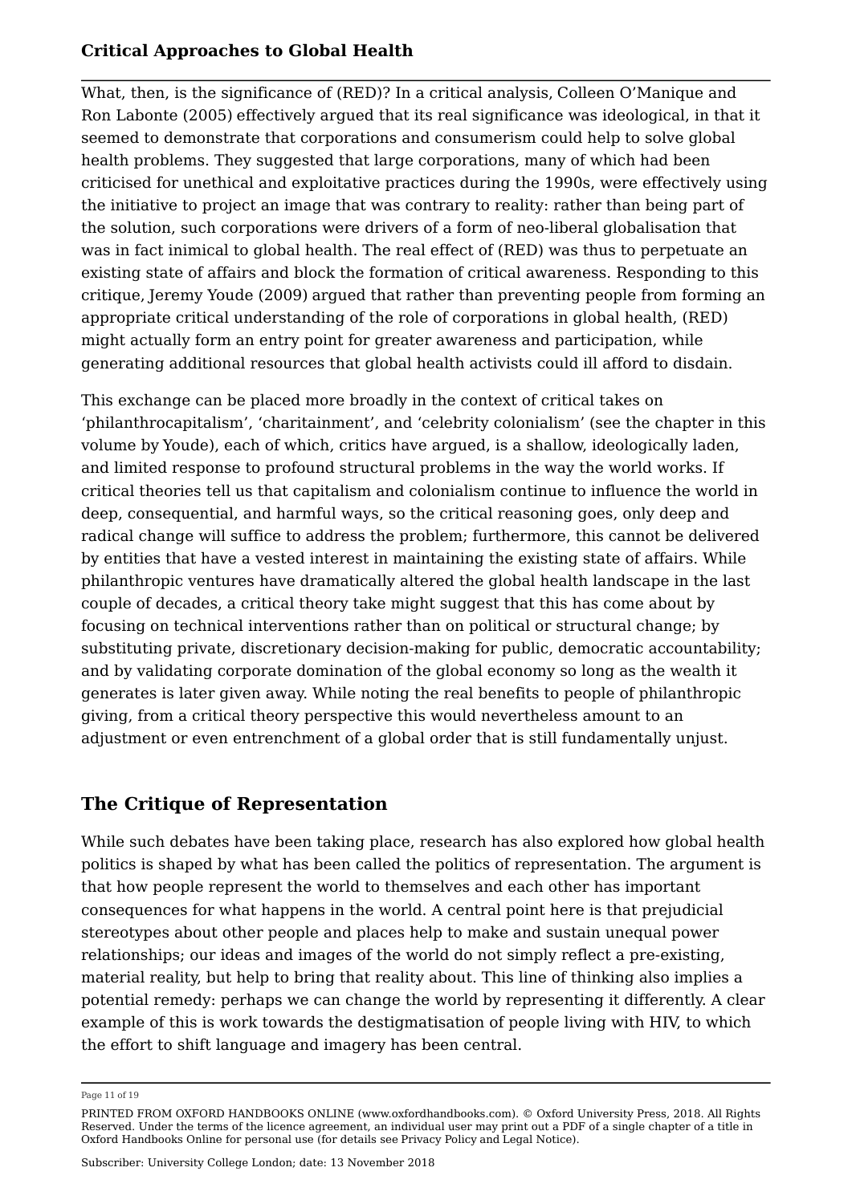What, then, is the significance of (RED)? In a critical analysis, Colleen O'Manique and Ron Labonte (2005) effectively argued that its real significance was ideological, in that it seemed to demonstrate that corporations and consumerism could help to solve global health problems. They suggested that large corporations, many of which had been criticised for unethical and exploitative practices during the 1990s, were effectively using the initiative to project an image that was contrary to reality: rather than being part of the solution, such corporations were drivers of a form of neo-liberal globalisation that was in fact inimical to global health. The real effect of (RED) was thus to perpetuate an existing state of affairs and block the formation of critical awareness. Responding to this critique, Jeremy Youde (2009) argued that rather than preventing people from forming an appropriate critical understanding of the role of corporations in global health, (RED) might actually form an entry point for greater awareness and participation, while generating additional resources that global health activists could ill afford to disdain.

This exchange can be placed more broadly in the context of critical takes on 'philanthrocapitalism', 'charitainment', and 'celebrity colonialism' (see the chapter in this volume by Youde), each of which, critics have argued, is a shallow, ideologically laden, and limited response to profound structural problems in the way the world works. If critical theories tell us that capitalism and colonialism continue to influence the world in deep, consequential, and harmful ways, so the critical reasoning goes, only deep and radical change will suffice to address the problem; furthermore, this cannot be delivered by entities that have a vested interest in maintaining the existing state of affairs. While philanthropic ventures have dramatically altered the global health landscape in the last couple of decades, a critical theory take might suggest that this has come about by focusing on technical interventions rather than on political or structural change; by substituting private, discretionary decision-making for public, democratic accountability; and by validating corporate domination of the global economy so long as the wealth it generates is later given away. While noting the real benefits to people of philanthropic giving, from a critical theory perspective this would nevertheless amount to an adjustment or even entrenchment of a global order that is still fundamentally unjust.

## The Critique of Representation

While such debates have been taking place, research has also explored how global health politics is shaped by what has been called the politics of representation. The argument is that how people represent the world to themselves and each other has important consequences for what happens in the world. A central point here is that prejudicial stereotypes about other people and places help to make and sustain unequal power relationships; our ideas and images of the world do not simply reflect a pre-existing, material reality, but help to bring that reality about. This line of thinking also implies a potential remedy: perhaps we can change the world by representing it differently. A clear example of this is work towards the destigmatisation of people living with HIV, to which the effort to shift language and imagery has been central.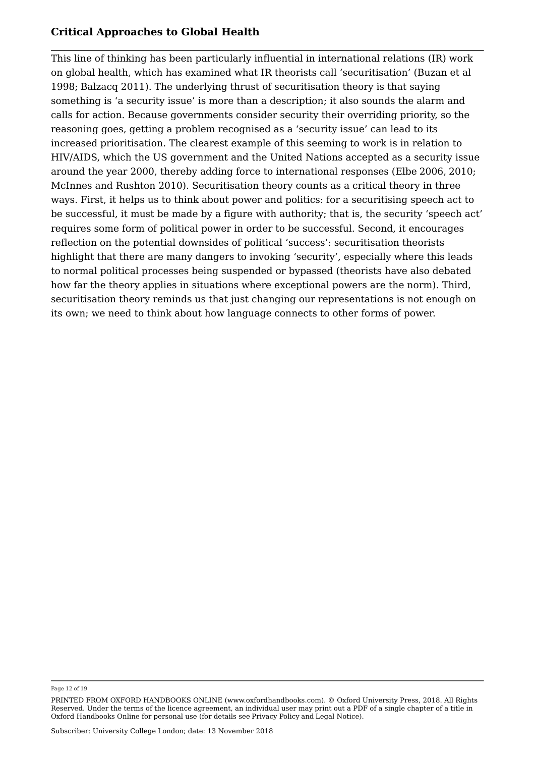This line of thinking has been particularly influential in international relations (IR) work on global health, which has examined what IR theorists call 'securitisation' (Buzan et al 1998; Balzacq 2011). The underlying thrust of securitisation theory is that saying something is 'a security issue' is more than a description; it also sounds the alarm and calls for action. Because governments consider security their overriding priority, so the reasoning goes, getting a problem recognised as a 'security issue' can lead to its increased prioritisation. The clearest example of this seeming to work is in relation to HIV/AIDS, which the US government and the United Nations accepted as a security issue around the year 2000, thereby adding force to international responses (Elbe 2006, 2010; McInnes and Rushton 2010). Securitisation theory counts as a critical theory in three ways. First, it helps us to think about power and politics: for a securitising speech act to be successful, it must be made by a figure with authority; that is, the security 'speech act' requires some form of political power in order to be successful. Second, it encourages reflection on the potential downsides of political 'success': securitisation theorists highlight that there are many dangers to invoking 'security', especially where this leads to normal political processes being suspended or bypassed (theorists have also debated how far the theory applies in situations where exceptional powers are the norm). Third, securitisation theory reminds us that just changing our representations is not enough on its own; we need to think about how language connects to other forms of power.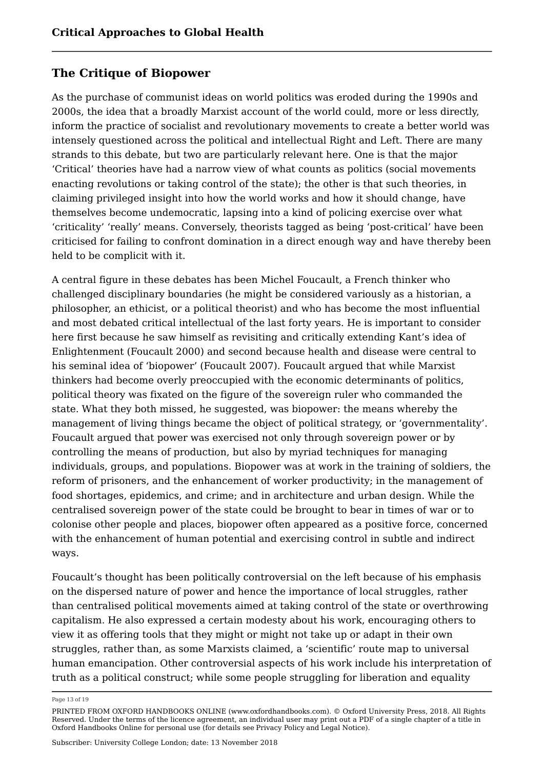## The Critique of Biopower

As the purchase of communist ideas on world politics was eroded during the 1990s and 2000s, the idea that a broadly Marxist account of the world could, more or less directly, inform the practice of socialist and revolutionary movements to create a better world was intensely questioned across the political and intellectual Right and Left. There are many strands to this debate, but two are particularly relevant here. One is that the major 'Critical' theories have had a narrow view of what counts as politics (social movements enacting revolutions or taking control of the state); the other is that such theories, in claiming privileged insight into how the world works and how it should change, have themselves become undemocratic, lapsing into a kind of policing exercise over what 'criticality' 'really' means. Conversely, theorists tagged as being 'post-critical' have been criticised for failing to confront domination in a direct enough way and have thereby been held to be complicit with it.

A central figure in these debates has been Michel Foucault, a French thinker who challenged disciplinary boundaries (he might be considered variously as a historian, a philosopher, an ethicist, or a political theorist) and who has become the most influential and most debated critical intellectual of the last forty years. He is important to consider here first because he saw himself as revisiting and critically extending Kant's idea of Enlightenment (Foucault 2000) and second because health and disease were central to his seminal idea of 'biopower' (Foucault 2007). Foucault argued that while Marxist thinkers had become overly preoccupied with the economic determinants of politics, political theory was fixated on the figure of the sovereign ruler who commanded the state. What they both missed, he suggested, was biopower: the means whereby the management of living things became the object of political strategy, or 'governmentality'. Foucault argued that power was exercised not only through sovereign power or by controlling the means of production, but also by myriad techniques for managing individuals, groups, and populations. Biopower was at work in the training of soldiers, the reform of prisoners, and the enhancement of worker productivity; in the management of food shortages, epidemics, and crime; and in architecture and urban design. While the centralised sovereign power of the state could be brought to bear in times of war or to colonise other people and places, biopower often appeared as a positive force, concerned with the enhancement of human potential and exercising control in subtle and indirect ways.

Foucault's thought has been politically controversial on the left because of his emphasis on the dispersed nature of power and hence the importance of local struggles, rather than centralised political movements aimed at taking control of the state or overthrowing capitalism. He also expressed a certain modesty about his work, encouraging others to view it as offering tools that they might or might not take up or adapt in their own struggles, rather than, as some Marxists claimed, a 'scientific' route map to universal human emancipation. Other controversial aspects of his work include his interpretation of truth as a political construct; while some people struggling for liberation and equality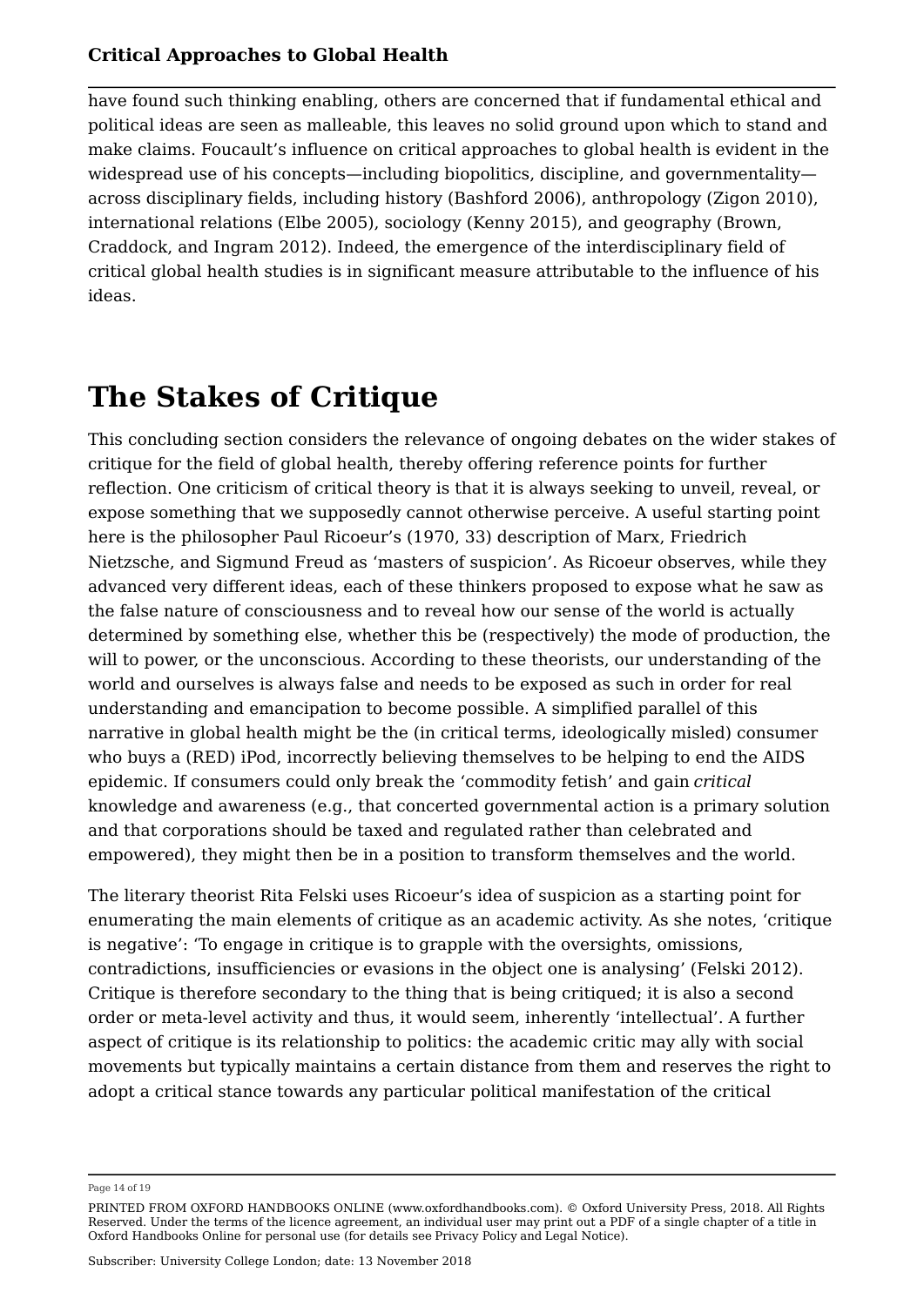have found such thinking enabling, others are concerned that if fundamental ethical and political ideas are seen as malleable, this leaves no solid ground upon which to stand and make claims. Foucault's influence on critical approaches to global health is evident in the widespread use of his concepts—including biopolitics, discipline, and governmentality—across disciplinary fields, including history (Bashford 2006), anthropology (Zigon 2010), international relations (Elbe 2005), sociology (Kenny 2015), and geography (Brown, Craddock, and Ingram 2012). Indeed, the emergence of the interdisciplinary field of critical global health studies is in significant measure attributable to the influence of his ideas.

# The Stakes of Critique

This concluding section considers the relevance of ongoing debates on the wider stakes of critique for the field of global health, thereby offering reference points for further reflection. One criticism of critical theory is that it is always seeking to unveil, reveal, or expose something that we supposedly cannot otherwise perceive. A useful starting point here is the philosopher Paul Ricoeur's (1970, 33) description of Marx, Friedrich Nietzsche, and Sigmund Freud as 'masters of suspicion'. As Ricoeur observes, while they advanced very different ideas, each of these thinkers proposed to expose what he saw as the false nature of consciousness and to reveal how our sense of the world is actually determined by something else, whether this be (respectively) the mode of production, the will to power, or the unconscious. According to these theorists, our understanding of the world and ourselves is always false and needs to be exposed as such in order for real understanding and emancipation to become possible. A simplified parallel of this narrative in global health might be the (in critical terms, ideologically misled) consumer who buys a (RED) iPod, incorrectly believing themselves to be helping to end the AIDS epidemic. If consumers could only break the 'commodity fetish' and gain *critical* knowledge and awareness (e.g., that concerted governmental action is a primary solution and that corporations should be taxed and regulated rather than celebrated and empowered), they might then be in a position to transform themselves and the world.

The literary theorist Rita Felski uses Ricoeur's idea of suspicion as a starting point for enumerating the main elements of critique as an academic activity. As she notes, 'critique is negative': 'To engage in critique is to grapple with the oversights, omissions, contradictions, insufficiencies or evasions in the object one is analysing' (Felski 2012). Critique is therefore secondary to the thing that is being critiqued; it is also a second order or meta-level activity and thus, it would seem, inherently 'intellectual'. A further aspect of critique is its relationship to politics: the academic critic may ally with social movements but typically maintains a certain distance from them and reserves the right to adopt a critical stance towards any particular political manifestation of the critical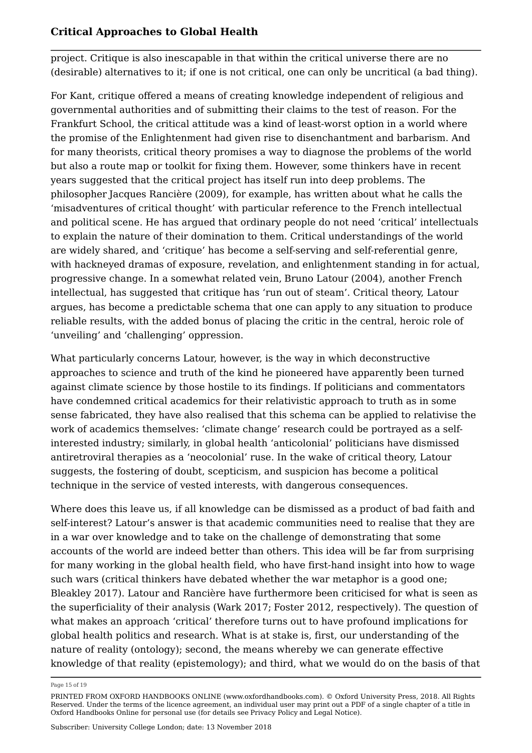project. Critique is also inescapable in that within the critical universe there are no (desirable) alternatives to it; if one is not critical, one can only be uncritical (a bad thing).

For Kant, critique offered a means of creating knowledge independent of religious and governmental authorities and of submitting their claims to the test of reason. For the Frankfurt School, the critical attitude was a kind of least-worst option in a world where the promise of the Enlightenment had given rise to disenchantment and barbarism. And for many theorists, critical theory promises a way to diagnose the problems of the world but also a route map or toolkit for fixing them. However, some thinkers have in recent years suggested that the critical project has itself run into deep problems. The philosopher Jacques Rancière (2009), for example, has written about what he calls the 'misadventures of critical thought' with particular reference to the French intellectual and political scene. He has argued that ordinary people do not need 'critical' intellectuals to explain the nature of their domination to them. Critical understandings of the world are widely shared, and 'critique' has become a self-serving and self-referential genre, with hackneyed dramas of exposure, revelation, and enlightenment standing in for actual, progressive change. In a somewhat related vein, Bruno Latour (2004), another French intellectual, has suggested that critique has 'run out of steam'. Critical theory, Latour argues, has become a predictable schema that one can apply to any situation to produce reliable results, with the added bonus of placing the critic in the central, heroic role of 'unveiling' and 'challenging' oppression.

What particularly concerns Latour, however, is the way in which deconstructive approaches to science and truth of the kind he pioneered have apparently been turned against climate science by those hostile to its findings. If politicians and commentators have condemned critical academics for their relativistic approach to truth as in some sense fabricated, they have also realised that this schema can be applied to relativise the work of academics themselves: 'climate change' research could be portrayed as a self-interested industry; similarly, in global health 'anticolonial' politicians have dismissed antiretroviral therapies as a 'neocolonial' ruse. In the wake of critical theory, Latour suggests, the fostering of doubt, scepticism, and suspicion has become a political technique in the service of vested interests, with dangerous consequences.

Where does this leave us, if all knowledge can be dismissed as a product of bad faith and self-interest? Latour's answer is that academic communities need to realise that they are in a war over knowledge and to take on the challenge of demonstrating that some accounts of the world are indeed better than others. This idea will be far from surprising for many working in the global health field, who have first-hand insight into how to wage such wars (critical thinkers have debated whether the war metaphor is a good one; Bleakley 2017). Latour and Rancière have furthermore been criticised for what is seen as the superficiality of their analysis (Wark 2017; Foster 2012, respectively). The question of what makes an approach 'critical' therefore turns out to have profound implications for global health politics and research. What is at stake is, first, our understanding of the nature of reality (ontology); second, the means whereby we can generate effective knowledge of that reality (epistemology); and third, what we would do on the basis of that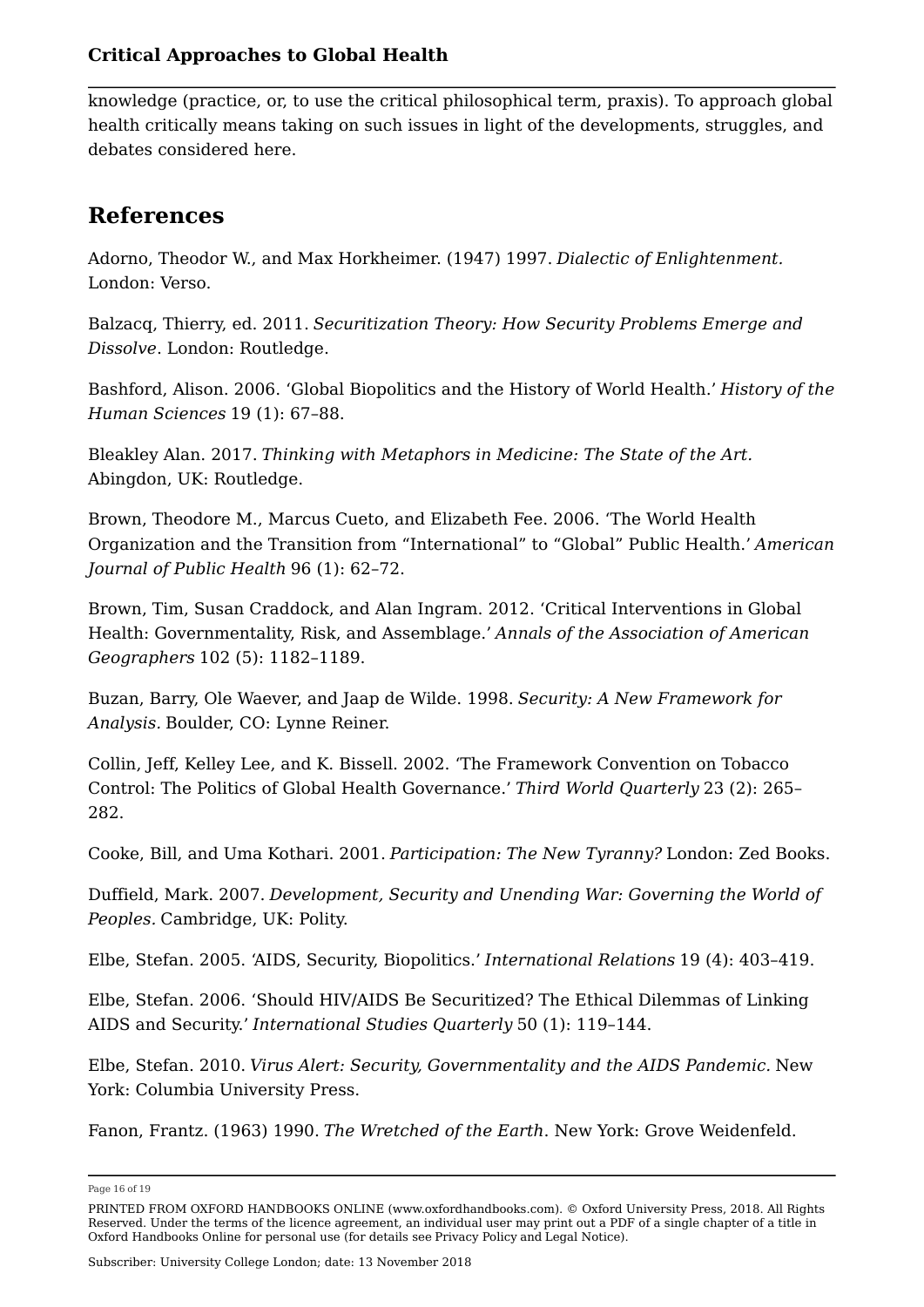knowledge (practice, or, to use the critical philosophical term, praxis). To approach global health critically means taking on such issues in light of the developments, struggles, and debates considered here.

## References

Adorno, Theodor W., and Max Horkheimer. (1947) 1997. *Dialectic of Enlightenment.* London: Verso.

Balzacq, Thierry, ed. 2011. *Securitization Theory: How Security Problems Emerge and Dissolve*. London: Routledge.

Bashford, Alison. 2006. 'Global Biopolitics and the History of World Health.' *History of the Human Sciences* 19 (1): 67–88.

Bleakley Alan. 2017. *Thinking with Metaphors in Medicine: The State of the Art.* Abingdon, UK: Routledge.

Brown, Theodore M., Marcus Cueto, and Elizabeth Fee. 2006. 'The World Health Organization and the Transition from "International" to "Global" Public Health.' *American Journal of Public Health* 96 (1): 62–72.

Brown, Tim, Susan Craddock, and Alan Ingram. 2012. 'Critical Interventions in Global Health: Governmentality, Risk, and Assemblage.' *Annals of the Association of American Geographers* 102 (5): 1182–1189.

Buzan, Barry, Ole Waever, and Jaap de Wilde. 1998. *Security: A New Framework for Analysis.* Boulder, CO: Lynne Reiner.

Collin, Jeff, Kelley Lee, and K. Bissell. 2002. 'The Framework Convention on Tobacco Control: The Politics of Global Health Governance.' *Third World Quarterly* 23 (2): 265–282.

Cooke, Bill, and Uma Kothari. 2001. *Participation: The New Tyranny?* London: Zed Books.

Duffield, Mark. 2007. *Development, Security and Unending War: Governing the World of Peoples*. Cambridge, UK: Polity.

Elbe, Stefan. 2005. 'AIDS, Security, Biopolitics.' *International Relations* 19 (4): 403–419.

Elbe, Stefan. 2006. 'Should HIV/AIDS Be Securitized? The Ethical Dilemmas of Linking AIDS and Security.' *International Studies Quarterly* 50 (1): 119–144.

Elbe, Stefan. 2010. *Virus Alert: Security, Governmentality and the AIDS Pandemic.* New York: Columbia University Press.

Fanon, Frantz. (1963) 1990. *The Wretched of the Earth*. New York: Grove Weidenfeld.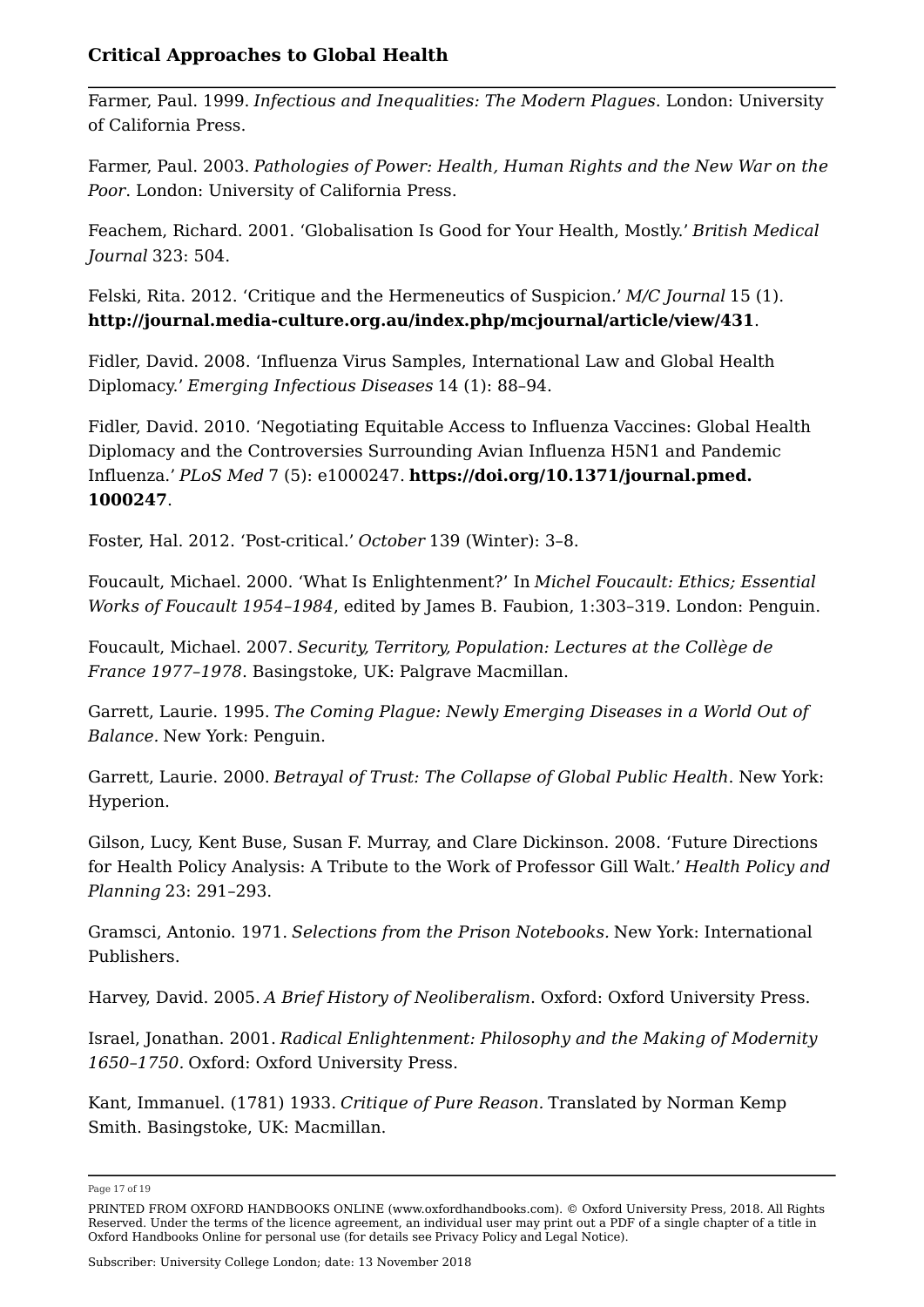Farmer, Paul. 1999. *Infectious and Inequalities: The Modern Plagues*. London: University of California Press.

Farmer, Paul. 2003. *Pathologies of Power: Health, Human Rights and the New War on the Poor*. London: University of California Press.

Feachem, Richard. 2001. 'Globalisation Is Good for Your Health, Mostly.' *British Medical Journal* 323: 504.

Felski, Rita. 2012. 'Critique and the Hermeneutics of Suspicion.' *M/C Journal* 15 (1). **http://journal.media-culture.org.au/index.php/mcjournal/article/view/431**.

Fidler, David. 2008. 'Influenza Virus Samples, International Law and Global Health Diplomacy.' *Emerging Infectious Diseases* 14 (1): 88–94.

Fidler, David. 2010. 'Negotiating Equitable Access to Influenza Vaccines: Global Health Diplomacy and the Controversies Surrounding Avian Influenza H5N1 and Pandemic Influenza.' *PLoS Med* 7 (5): e1000247. **https://doi.org/10.1371/journal.pmed.1000247**.

Foster, Hal. 2012. 'Post-critical.' *October* 139 (Winter): 3–8.

Foucault, Michael. 2000. 'What Is Enlightenment?' In *Michel Foucault: Ethics; Essential Works of Foucault 1954–1984*, edited by James B. Faubion, 1:303–319. London: Penguin.

Foucault, Michael. 2007. *Security, Territory, Population: Lectures at the Collège de France 1977–1978*. Basingstoke, UK: Palgrave Macmillan.

Garrett, Laurie. 1995. *The Coming Plague: Newly Emerging Diseases in a World Out of Balance*. New York: Penguin.

Garrett, Laurie. 2000. *Betrayal of Trust: The Collapse of Global Public Health*. New York: Hyperion.

Gilson, Lucy, Kent Buse, Susan F. Murray, and Clare Dickinson. 2008. 'Future Directions for Health Policy Analysis: A Tribute to the Work of Professor Gill Walt.' *Health Policy and Planning* 23: 291–293.

Gramsci, Antonio. 1971. *Selections from the Prison Notebooks*. New York: International Publishers.

Harvey, David. 2005. *A Brief History of Neoliberalism*. Oxford: Oxford University Press.

Israel, Jonathan. 2001. *Radical Enlightenment: Philosophy and the Making of Modernity 1650–1750*. Oxford: Oxford University Press.

Kant, Immanuel. (1781) 1933. *Critique of Pure Reason*. Translated by Norman Kemp Smith. Basingstoke, UK: Macmillan.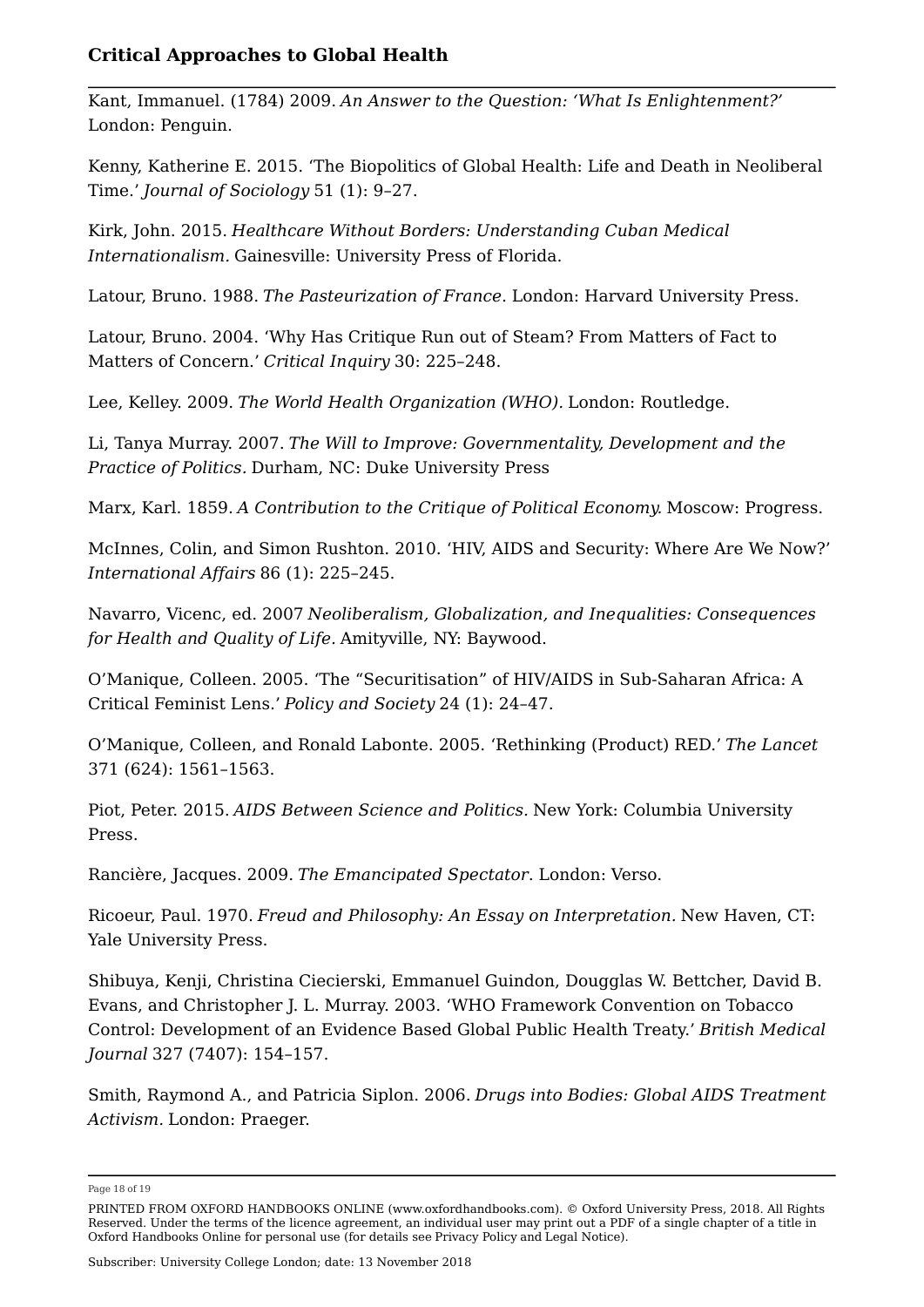Kant, Immanuel. (1784) 2009. *An Answer to the Question: 'What Is Enlightenment?'* London: Penguin.

Kenny, Katherine E. 2015. 'The Biopolitics of Global Health: Life and Death in Neoliberal Time.' *Journal of Sociology* 51 (1): 9–27.

Kirk, John. 2015. *Healthcare Without Borders: Understanding Cuban Medical Internationalism.* Gainesville: University Press of Florida.

Latour, Bruno. 1988. *The Pasteurization of France*. London: Harvard University Press.

Latour, Bruno. 2004. 'Why Has Critique Run out of Steam? From Matters of Fact to Matters of Concern.' *Critical Inquiry* 30: 225–248.

Lee, Kelley. 2009. *The World Health Organization (WHO).* London: Routledge.

Li, Tanya Murray. 2007. *The Will to Improve: Governmentality, Development and the Practice of Politics.* Durham, NC: Duke University Press

Marx, Karl. 1859. *A Contribution to the Critique of Political Economy.* Moscow: Progress.

McInnes, Colin, and Simon Rushton. 2010. 'HIV, AIDS and Security: Where Are We Now?' *International Affairs* 86 (1): 225–245.

Navarro, Vicenc, ed. 2007 *Neoliberalism, Globalization, and Inequalities: Consequences for Health and Quality of Life.* Amityville, NY: Baywood.

O'Manique, Colleen. 2005. 'The "Securitisation" of HIV/AIDS in Sub-Saharan Africa: A Critical Feminist Lens.' *Policy and Society* 24 (1): 24–47.

O'Manique, Colleen, and Ronald Labonte. 2005. 'Rethinking (Product) RED.' *The Lancet* 371 (624): 1561–1563.

Piot, Peter. 2015. *AIDS Between Science and Politics.* New York: Columbia University Press.

Rancière, Jacques. 2009. *The Emancipated Spectator*. London: Verso.

Ricoeur, Paul. 1970. *Freud and Philosophy: An Essay on Interpretation.* New Haven, CT: Yale University Press.

Shibuya, Kenji, Christina Ciecierski, Emmanuel Guindon, Dougglas W. Bettcher, David B. Evans, and Christopher J. L. Murray. 2003. 'WHO Framework Convention on Tobacco Control: Development of an Evidence Based Global Public Health Treaty.' *British Medical Journal* 327 (7407): 154–157.

Smith, Raymond A., and Patricia Siplon. 2006. *Drugs into Bodies: Global AIDS Treatment Activism.* London: Praeger.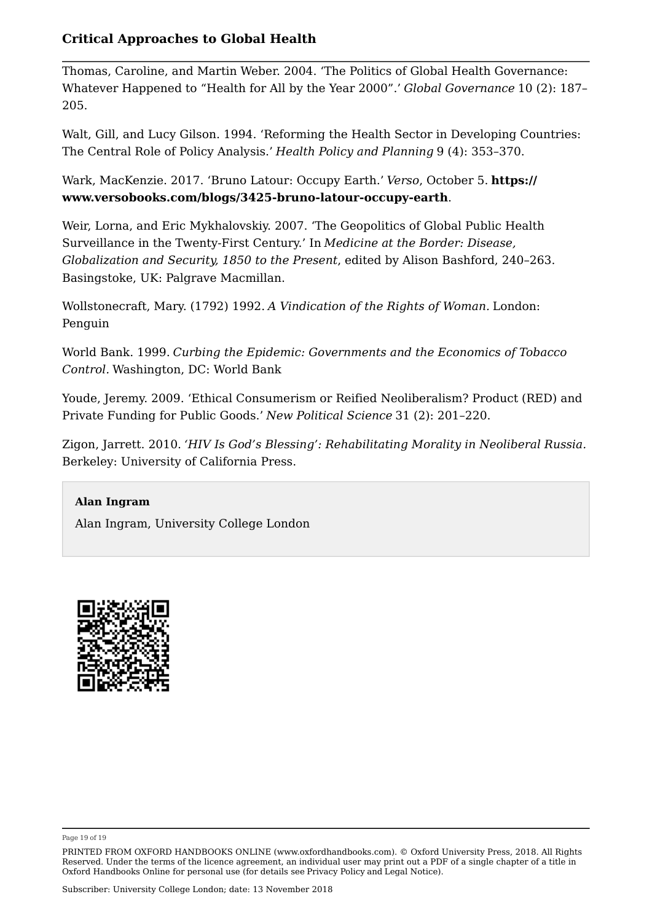Thomas, Caroline, and Martin Weber. 2004. 'The Politics of Global Health Governance: Whatever Happened to "Health for All by the Year 2000".' *Global Governance* 10 (2): 187–205.

Walt, Gill, and Lucy Gilson. 1994. 'Reforming the Health Sector in Developing Countries: The Central Role of Policy Analysis.' *Health Policy and Planning* 9 (4): 353–370.

Wark, MacKenzie. 2017. 'Bruno Latour: Occupy Earth.' *Verso*, October 5. **https://www.versobooks.com/blogs/3425-bruno-latour-occupy-earth**.

Weir, Lorna, and Eric Mykhalovskiy. 2007. 'The Geopolitics of Global Public Health Surveillance in the Twenty-First Century.' In *Medicine at the Border: Disease, Globalization and Security, 1850 to the Present*, edited by Alison Bashford, 240–263. Basingstoke, UK: Palgrave Macmillan.

Wollstonecraft, Mary. (1792) 1992. *A Vindication of the Rights of Woman.* London: Penguin

World Bank. 1999. *Curbing the Epidemic: Governments and the Economics of Tobacco Control.* Washington, DC: World Bank

Youde, Jeremy. 2009. 'Ethical Consumerism or Reified Neoliberalism? Product (RED) and Private Funding for Public Goods.' *New Political Science* 31 (2): 201–220.

Zigon, Jarrett. 2010. *'HIV Is God's Blessing': Rehabilitating Morality in Neoliberal Russia.* Berkeley: University of California Press.

**Alan Ingram**

Alan Ingram, University College London